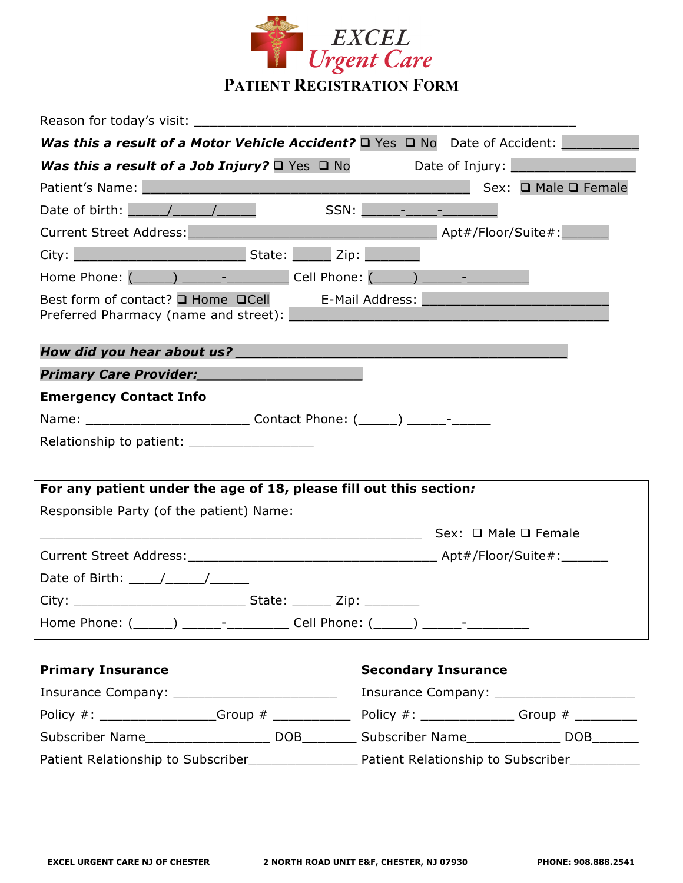# EXCEL Urgent Care

## PATIENT REGISTRATION FORM

Reason for today's visit: ____________________________________________________

***Was this a result of a Motor Vehicle Accident?*** ❑ Yes ❑ No Date of Accident: __________

***Was this a result of a Job Injury?*** ❑ Yes ❑ No Date of Injury: ________________

Patient's Name: ____________________________________________ Sex: ❑ Male ❑ Female

Date of birth: _____/_____/_____ SSN: _____-____-_______

Current Street Address:__________________________________ Apt#/Floor/Suite#:______

City: _______________________ State: _____ Zip: _______

Home Phone: (_____) _____-________ Cell Phone: (_____) _____-________

Best form of contact? ❑ Home ❑Cell E-Mail Address: _________________________

Preferred Pharmacy (name and street): ___________________________________________

***How did you hear about us?*** ____________________________________________

***Primary Care Provider:***____________________

**Emergency Contact Info**

Name: ______________________ Contact Phone: (_____) _____-_____

Relationship to patient: ________________

**For any patient under the age of 18, please fill out this section*:***

Responsible Party (of the patient) Name:

____________________________________________________ Sex: ❑ Male ❑ Female

Current Street Address:__________________________________ Apt#/Floor/Suite#:______

Date of Birth: ____/_____/_____

City: _______________________ State: _____ Zip: _______

Home Phone: (_____) _____-________ Cell Phone: (_____) _____-________

**Primary Insurance**

Insurance Company: ______________________

Policy #: _______________Group # __________

Subscriber Name_________________ DOB_______

Patient Relationship to Subscriber______________

**Secondary Insurance**

Insurance Company: ___________________

Policy #: ____________ Group # ________

Subscriber Name_____________ DOB______

Patient Relationship to Subscriber_________

EXCEL URGENT CARE NJ OF CHESTER 2 NORTH ROAD UNIT E&F, CHESTER, NJ 07930 PHONE: 908.888.2541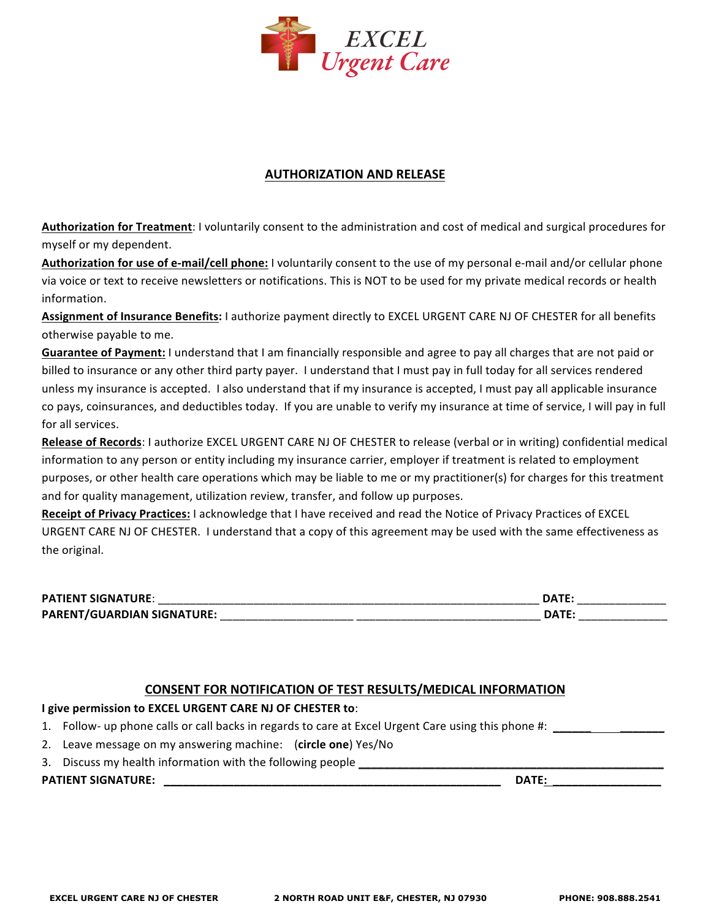EXCEL
Urgent Care

## AUTHORIZATION AND RELEASE

**Authorization for Treatment**: I voluntarily consent to the administration and cost of medical and surgical procedures for myself or my dependent.

**Authorization for use of e-mail/cell phone:** I voluntarily consent to the use of my personal e-mail and/or cellular phone via voice or text to receive newsletters or notifications. This is NOT to be used for my private medical records or health information.

**Assignment of Insurance Benefits:** I authorize payment directly to EXCEL URGENT CARE NJ OF CHESTER for all benefits otherwise payable to me.

**Guarantee of Payment:** I understand that I am financially responsible and agree to pay all charges that are not paid or billed to insurance or any other third party payer. I understand that I must pay in full today for all services rendered unless my insurance is accepted. I also understand that if my insurance is accepted, I must pay all applicable insurance co pays, coinsurances, and deductibles today. If you are unable to verify my insurance at time of service, I will pay in full for all services.

**Release of Records**: I authorize EXCEL URGENT CARE NJ OF CHESTER to release (verbal or in writing) confidential medical information to any person or entity including my insurance carrier, employer if treatment is related to employment purposes, or other health care operations which may be liable to me or my practitioner(s) for charges for this treatment and for quality management, utilization review, transfer, and follow up purposes.

**Receipt of Privacy Practices:** I acknowledge that I have received and read the Notice of Privacy Practices of EXCEL URGENT CARE NJ OF CHESTER. I understand that a copy of this agreement may be used with the same effectiveness as the original.

**PATIENT SIGNATURE**: ______________________________________________ **DATE:** ______________

**PARENT/GUARDIAN SIGNATURE:** _____________________ ____________________________ **DATE:** ______________

## CONSENT FOR NOTIFICATION OF TEST RESULTS/MEDICAL INFORMATION

**I give permission to EXCEL URGENT CARE NJ OF CHESTER to**:

1. Follow- up phone calls or call backs in regards to care at Excel Urgent Care using this phone #: ______ _______
2. Leave message on my answering machine: (**circle one**) Yes/No
3. Discuss my health information with the following people ______________________________________________

**PATIENT SIGNATURE: ______________________________________________ DATE: _________________**

**EXCEL URGENT CARE NJ OF CHESTER** **2 NORTH ROAD UNIT E&F, CHESTER, NJ 07930** **PHONE: 908.888.2541**